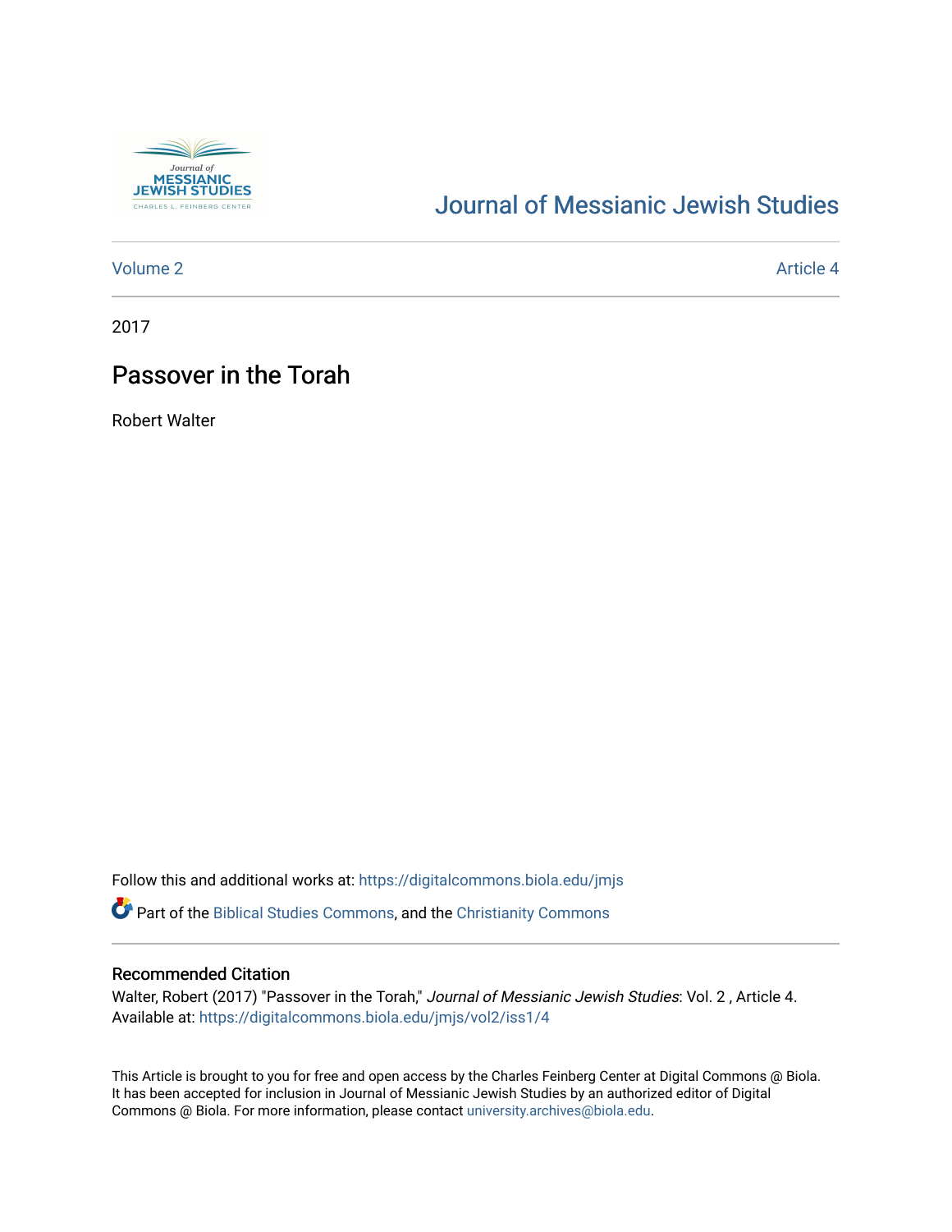# Journal of Messianic Jewish Studies

Volume 2 | Article 4

2017

## Passover in the Torah

Robert Walter

Follow this and additional works at: https://digitalcommons.biola.edu/jmjs

Part of the Biblical Studies Commons, and the Christianity Commons

### Recommended Citation

Walter, Robert (2017) "Passover in the Torah," *Journal of Messianic Jewish Studies*: Vol. 2 , Article 4.
Available at: https://digitalcommons.biola.edu/jmjs/vol2/iss1/4

This Article is brought to you for free and open access by the Charles Feinberg Center at Digital Commons @ Biola. It has been accepted for inclusion in Journal of Messianic Jewish Studies by an authorized editor of Digital Commons @ Biola. For more information, please contact university.archives@biola.edu.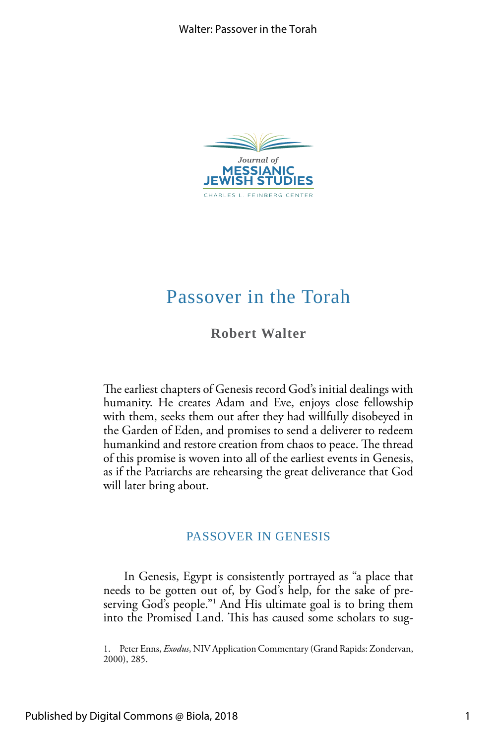# Passover in the Torah

**Robert Walter**

The earliest chapters of Genesis record God's initial dealings with humanity. He creates Adam and Eve, enjoys close fellowship with them, seeks them out after they had willfully disobeyed in the Garden of Eden, and promises to send a deliverer to redeem humankind and restore creation from chaos to peace. The thread of this promise is woven into all of the earliest events in Genesis, as if the Patriarchs are rehearsing the great deliverance that God will later bring about.

## PASSOVER IN GENESIS

In Genesis, Egypt is consistently portrayed as "a place that needs to be gotten out of, by God's help, for the sake of preserving God's people."[1] And His ultimate goal is to bring them into the Promised Land. This has caused some scholars to sug-

1. Peter Enns, *Exodus*, NIV Application Commentary (Grand Rapids: Zondervan, 2000), 285.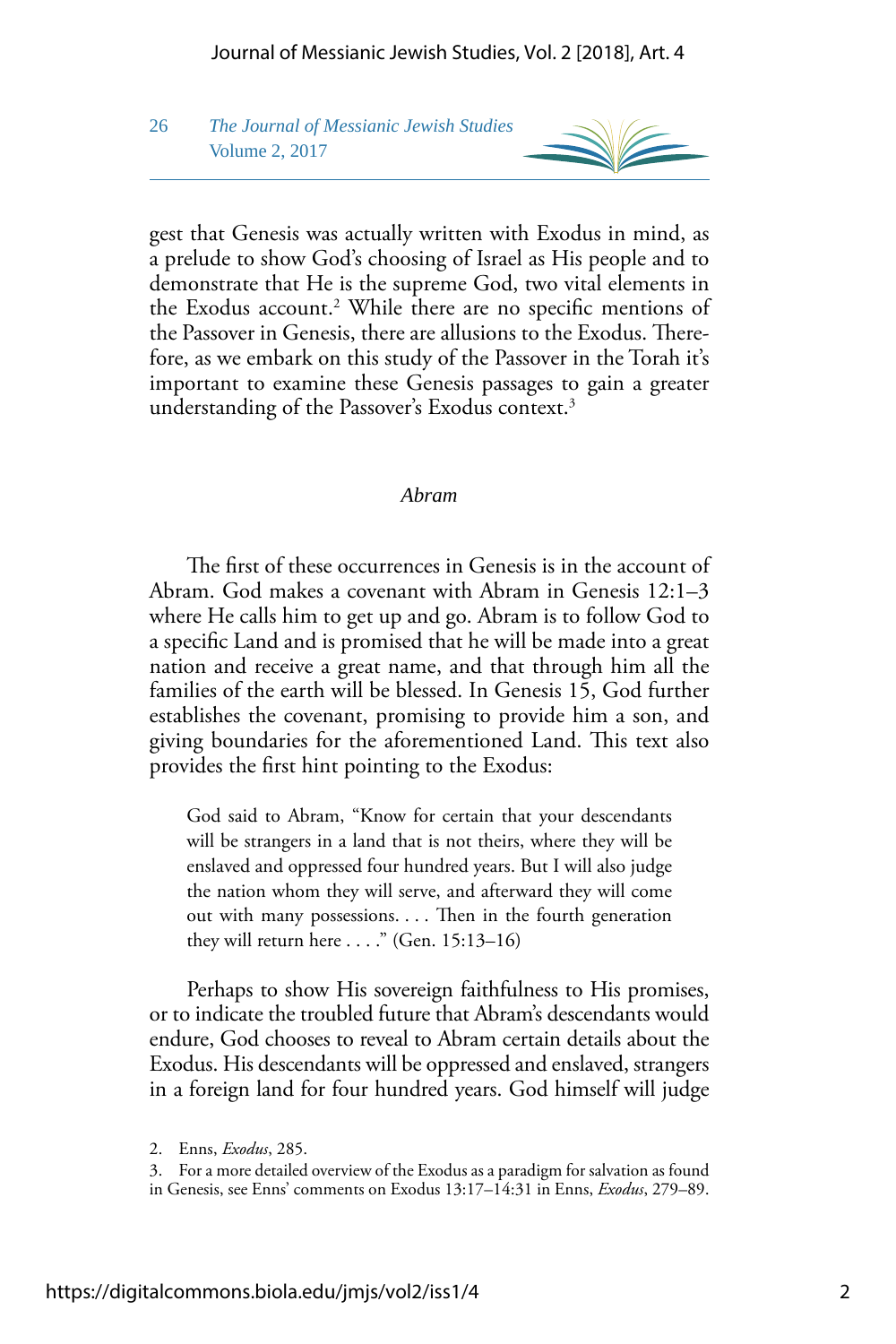gest that Genesis was actually written with Exodus in mind, as a prelude to show God's choosing of Israel as His people and to demonstrate that He is the supreme God, two vital elements in the Exodus account.[2] While there are no specific mentions of the Passover in Genesis, there are allusions to the Exodus. Therefore, as we embark on this study of the Passover in the Torah it's important to examine these Genesis passages to gain a greater understanding of the Passover's Exodus context.[3]

### *Abram*

The first of these occurrences in Genesis is in the account of Abram. God makes a covenant with Abram in Genesis 12:1–3 where He calls him to get up and go. Abram is to follow God to a specific Land and is promised that he will be made into a great nation and receive a great name, and that through him all the families of the earth will be blessed. In Genesis 15, God further establishes the covenant, promising to provide him a son, and giving boundaries for the aforementioned Land. This text also provides the first hint pointing to the Exodus:

> God said to Abram, "Know for certain that your descendants will be strangers in a land that is not theirs, where they will be enslaved and oppressed four hundred years. But I will also judge the nation whom they will serve, and afterward they will come out with many possessions. . . . Then in the fourth generation they will return here . . . ." (Gen. 15:13–16)

Perhaps to show His sovereign faithfulness to His promises, or to indicate the troubled future that Abram's descendants would endure, God chooses to reveal to Abram certain details about the Exodus. His descendants will be oppressed and enslaved, strangers in a foreign land for four hundred years. God himself will judge

---

2. Enns, *Exodus*, 285.

3. For a more detailed overview of the Exodus as a paradigm for salvation as found in Genesis, see Enns' comments on Exodus 13:17–14:31 in Enns, *Exodus*, 279–89.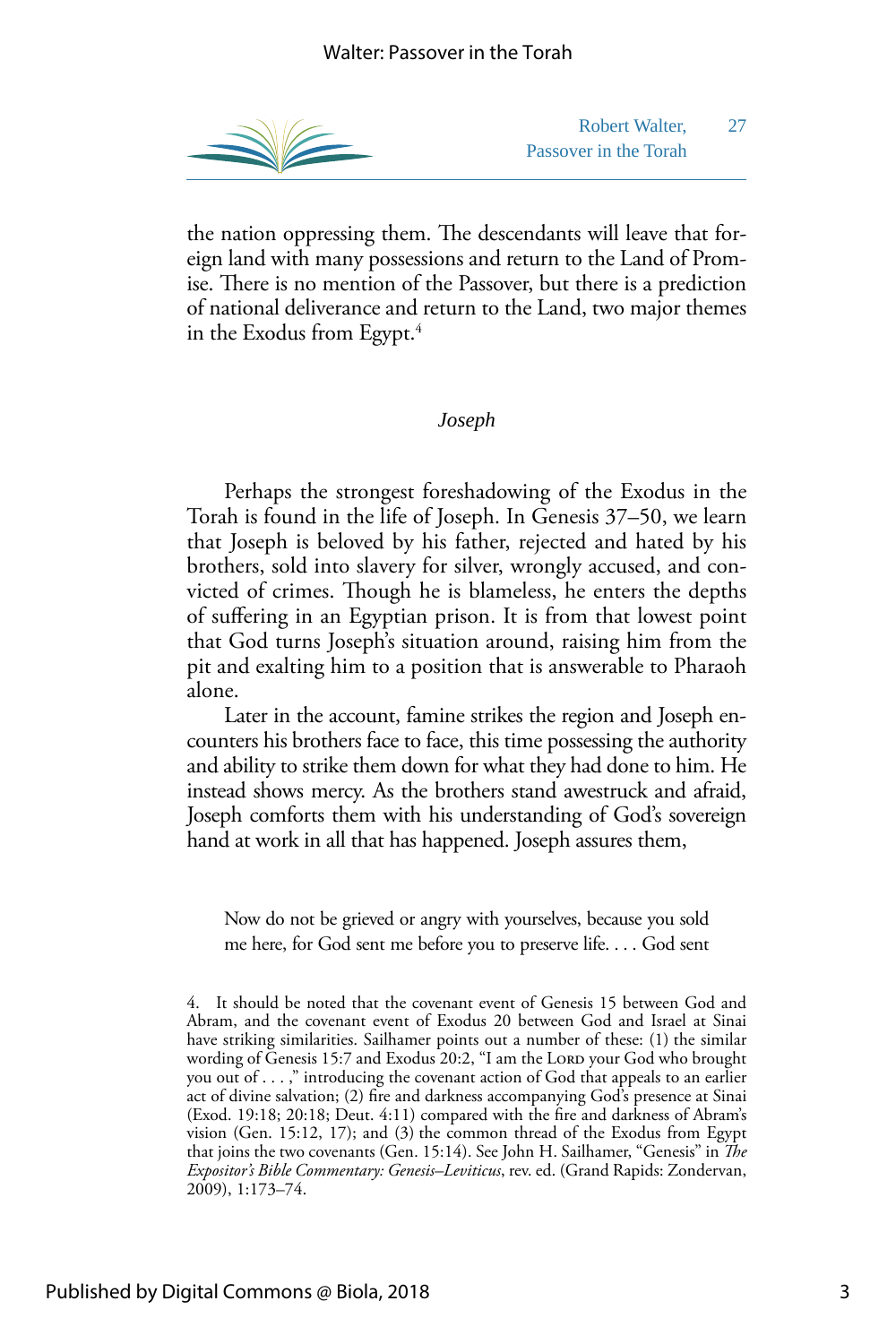the nation oppressing them. The descendants will leave that foreign land with many possessions and return to the Land of Promise. There is no mention of the Passover, but there is a prediction of national deliverance and return to the Land, two major themes in the Exodus from Egypt.[4]

### *Joseph*

Perhaps the strongest foreshadowing of the Exodus in the Torah is found in the life of Joseph. In Genesis 37–50, we learn that Joseph is beloved by his father, rejected and hated by his brothers, sold into slavery for silver, wrongly accused, and convicted of crimes. Though he is blameless, he enters the depths of suffering in an Egyptian prison. It is from that lowest point that God turns Joseph's situation around, raising him from the pit and exalting him to a position that is answerable to Pharaoh alone.

Later in the account, famine strikes the region and Joseph encounters his brothers face to face, this time possessing the authority and ability to strike them down for what they had done to him. He instead shows mercy. As the brothers stand awestruck and afraid, Joseph comforts them with his understanding of God's sovereign hand at work in all that has happened. Joseph assures them,

> Now do not be grieved or angry with yourselves, because you sold me here, for God sent me before you to preserve life. . . . God sent

---

4. It should be noted that the covenant event of Genesis 15 between God and Abram, and the covenant event of Exodus 20 between God and Israel at Sinai have striking similarities. Sailhamer points out a number of these: (1) the similar wording of Genesis 15:7 and Exodus 20:2, "I am the Lord your God who brought you out of . . . ," introducing the covenant action of God that appeals to an earlier act of divine salvation; (2) fire and darkness accompanying God's presence at Sinai (Exod. 19:18; 20:18; Deut. 4:11) compared with the fire and darkness of Abram's vision (Gen. 15:12, 17); and (3) the common thread of the Exodus from Egypt that joins the two covenants (Gen. 15:14). See John H. Sailhamer, "Genesis" in *The Expositor's Bible Commentary: Genesis–Leviticus*, rev. ed. (Grand Rapids: Zondervan, 2009), 1:173–74.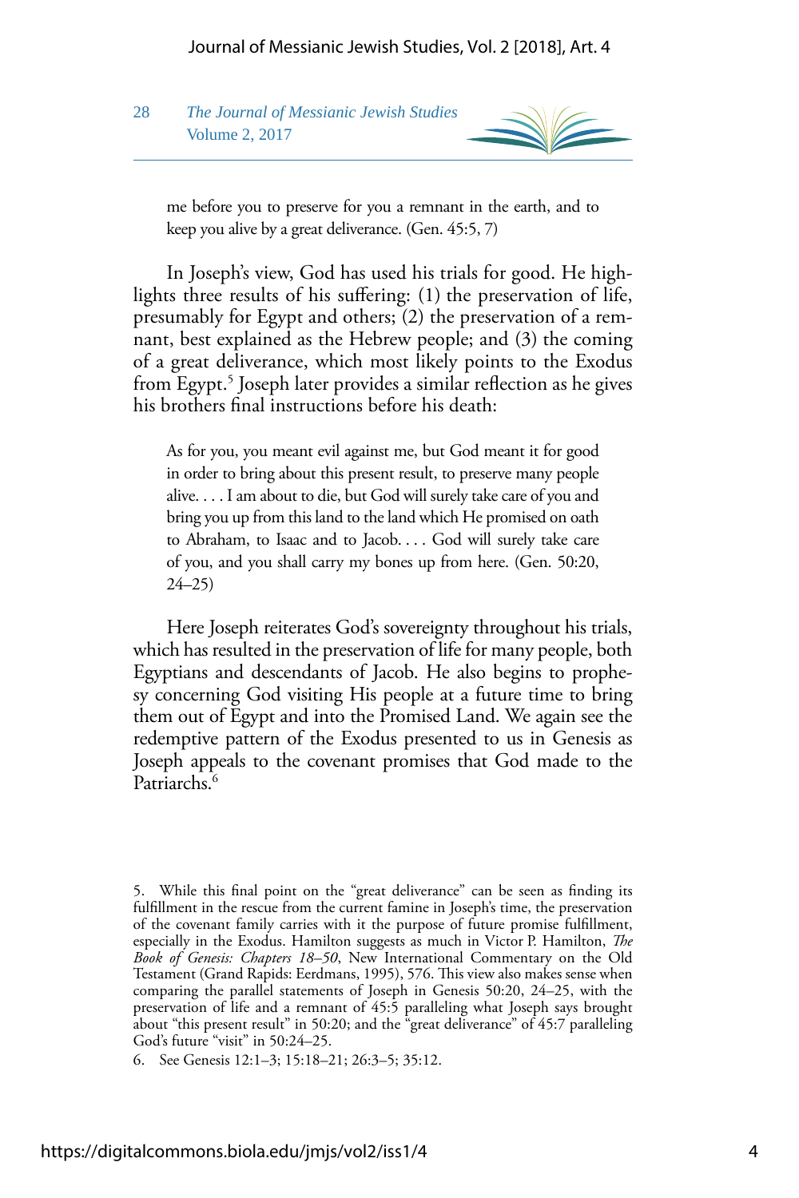> me before you to preserve for you a remnant in the earth, and to keep you alive by a great deliverance. (Gen. 45:5, 7)

In Joseph's view, God has used his trials for good. He highlights three results of his suffering: (1) the preservation of life, presumably for Egypt and others; (2) the preservation of a remnant, best explained as the Hebrew people; and (3) the coming of a great deliverance, which most likely points to the Exodus from Egypt.[5] Joseph later provides a similar reflection as he gives his brothers final instructions before his death:

> As for you, you meant evil against me, but God meant it for good in order to bring about this present result, to preserve many people alive. . . . I am about to die, but God will surely take care of you and bring you up from this land to the land which He promised on oath to Abraham, to Isaac and to Jacob. . . . God will surely take care of you, and you shall carry my bones up from here. (Gen. 50:20, 24–25)

Here Joseph reiterates God's sovereignty throughout his trials, which has resulted in the preservation of life for many people, both Egyptians and descendants of Jacob. He also begins to prophesy concerning God visiting His people at a future time to bring them out of Egypt and into the Promised Land. We again see the redemptive pattern of the Exodus presented to us in Genesis as Joseph appeals to the covenant promises that God made to the Patriarchs.[6]

---

5. While this final point on the "great deliverance" can be seen as finding its fulfillment in the rescue from the current famine in Joseph's time, the preservation of the covenant family carries with it the purpose of future promise fulfillment, especially in the Exodus. Hamilton suggests as much in Victor P. Hamilton, *The Book of Genesis: Chapters 18–50*, New International Commentary on the Old Testament (Grand Rapids: Eerdmans, 1995), 576. This view also makes sense when comparing the parallel statements of Joseph in Genesis 50:20, 24–25, with the preservation of life and a remnant of 45:5 paralleling what Joseph says brought about "this present result" in 50:20; and the "great deliverance" of 45:7 paralleling God's future "visit" in 50:24–25.

6. See Genesis 12:1–3; 15:18–21; 26:3–5; 35:12.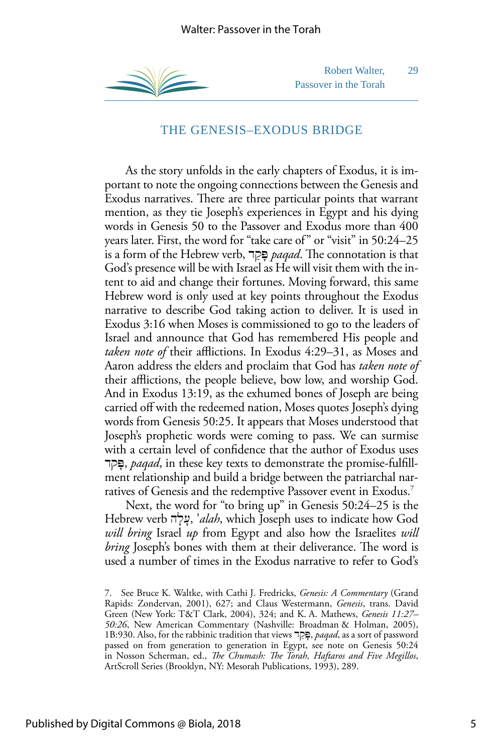## THE GENESIS–EXODUS BRIDGE

As the story unfolds in the early chapters of Exodus, it is important to note the ongoing connections between the Genesis and Exodus narratives. There are three particular points that warrant mention, as they tie Joseph's experiences in Egypt and his dying words in Genesis 50 to the Passover and Exodus more than 400 years later. First, the word for "take care of" or "visit" in 50:24–25 is a form of the Hebrew verb, פָּקַד *paqad*. The connotation is that God's presence will be with Israel as He will visit them with the intent to aid and change their fortunes. Moving forward, this same Hebrew word is only used at key points throughout the Exodus narrative to describe God taking action to deliver. It is used in Exodus 3:16 when Moses is commissioned to go to the leaders of Israel and announce that God has remembered His people and *taken note of* their afflictions. In Exodus 4:29–31, as Moses and Aaron address the elders and proclaim that God has *taken note of* their afflictions, the people believe, bow low, and worship God. And in Exodus 13:19, as the exhumed bones of Joseph are being carried off with the redeemed nation, Moses quotes Joseph's dying words from Genesis 50:25. It appears that Moses understood that Joseph's prophetic words were coming to pass. We can surmise with a certain level of confidence that the author of Exodus uses פָּקַד, *paqad*, in these key texts to demonstrate the promise-fulfillment relationship and build a bridge between the patriarchal narratives of Genesis and the redemptive Passover event in Exodus.[7]

Next, the word for "to bring up" in Genesis 50:24–25 is the Hebrew verb עָלָה, *'alah*, which Joseph uses to indicate how God *will bring* Israel *up* from Egypt and also how the Israelites *will bring* Joseph's bones with them at their deliverance. The word is used a number of times in the Exodus narrative to refer to God's

7. See Bruce K. Waltke, with Cathi J. Fredricks, *Genesis: A Commentary* (Grand Rapids: Zondervan, 2001), 627; and Claus Westermann, *Genesis*, trans. David Green (New York: T&T Clark, 2004), 324; and K. A. Mathews, *Genesis 11:27–50:26*, New American Commentary (Nashville: Broadman & Holman, 2005), 1B:930. Also, for the rabbinic tradition that views פָּקַד, *paqad*, as a sort of password passed on from generation to generation in Egypt, see note on Genesis 50:24 in Nosson Scherman, ed., *The Chumash: The Torah, Haftaros and Five Megillos*, ArtScroll Series (Brooklyn, NY: Mesorah Publications, 1993), 289.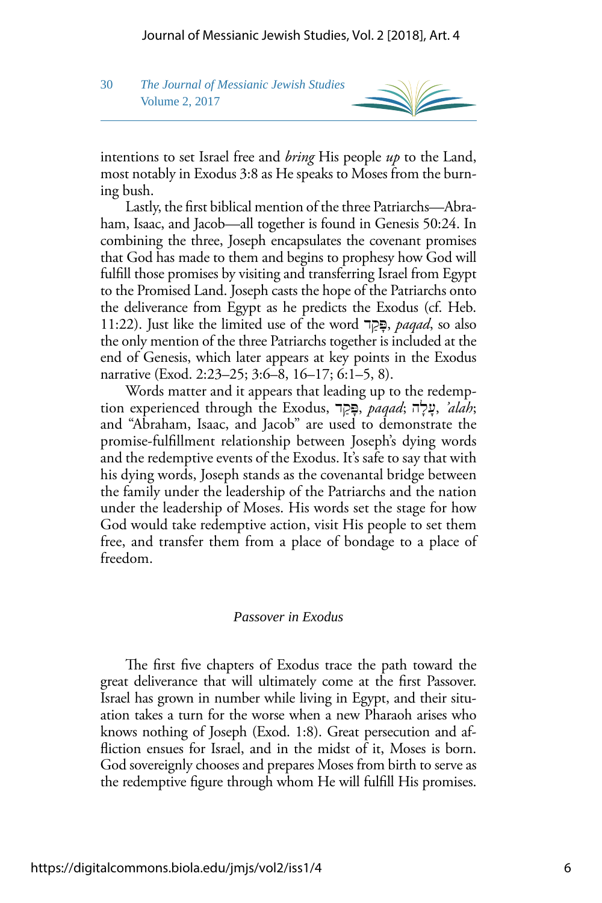intentions to set Israel free and *bring* His people *up* to the Land, most notably in Exodus 3:8 as He speaks to Moses from the burning bush.

Lastly, the first biblical mention of the three Patriarchs—Abraham, Isaac, and Jacob—all together is found in Genesis 50:24. In combining the three, Joseph encapsulates the covenant promises that God has made to them and begins to prophesy how God will fulfill those promises by visiting and transferring Israel from Egypt to the Promised Land. Joseph casts the hope of the Patriarchs onto the deliverance from Egypt as he predicts the Exodus (cf. Heb. 11:22). Just like the limited use of the word פָּקַד, *paqad*, so also the only mention of the three Patriarchs together is included at the end of Genesis, which later appears at key points in the Exodus narrative (Exod. 2:23–25; 3:6–8, 16–17; 6:1–5, 8).

Words matter and it appears that leading up to the redemption experienced through the Exodus, פָּקַד, *paqad*; עָלָה, *'alah*; and "Abraham, Isaac, and Jacob" are used to demonstrate the promise-fulfillment relationship between Joseph's dying words and the redemptive events of the Exodus. It's safe to say that with his dying words, Joseph stands as the covenantal bridge between the family under the leadership of the Patriarchs and the nation under the leadership of Moses. His words set the stage for how God would take redemptive action, visit His people to set them free, and transfer them from a place of bondage to a place of freedom.

### *Passover in Exodus*

The first five chapters of Exodus trace the path toward the great deliverance that will ultimately come at the first Passover. Israel has grown in number while living in Egypt, and their situation takes a turn for the worse when a new Pharaoh arises who knows nothing of Joseph (Exod. 1:8). Great persecution and affliction ensues for Israel, and in the midst of it, Moses is born. God sovereignly chooses and prepares Moses from birth to serve as the redemptive figure through whom He will fulfill His promises.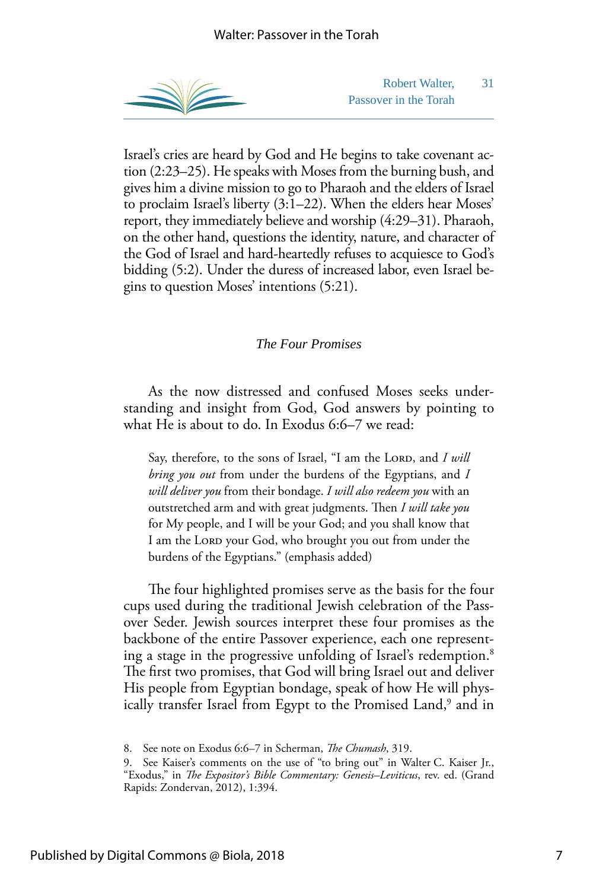Israel's cries are heard by God and He begins to take covenant action (2:23–25). He speaks with Moses from the burning bush, and gives him a divine mission to go to Pharaoh and the elders of Israel to proclaim Israel's liberty (3:1–22). When the elders hear Moses' report, they immediately believe and worship (4:29–31). Pharaoh, on the other hand, questions the identity, nature, and character of the God of Israel and hard-heartedly refuses to acquiesce to God's bidding (5:2). Under the duress of increased labor, even Israel begins to question Moses' intentions (5:21).

### *The Four Promises*

As the now distressed and confused Moses seeks understanding and insight from God, God answers by pointing to what He is about to do. In Exodus 6:6–7 we read:

> Say, therefore, to the sons of Israel, "I am the Lord, and *I will bring you out* from under the burdens of the Egyptians, and *I will deliver you* from their bondage. *I will also redeem you* with an outstretched arm and with great judgments. Then *I will take you* for My people, and I will be your God; and you shall know that I am the Lord your God, who brought you out from under the burdens of the Egyptians." (emphasis added)

The four highlighted promises serve as the basis for the four cups used during the traditional Jewish celebration of the Passover Seder. Jewish sources interpret these four promises as the backbone of the entire Passover experience, each one representing a stage in the progressive unfolding of Israel's redemption.[8] The first two promises, that God will bring Israel out and deliver His people from Egyptian bondage, speak of how He will physically transfer Israel from Egypt to the Promised Land,[9] and in

8. See note on Exodus 6:6–7 in Scherman, *The Chumash*, 319.

9. See Kaiser's comments on the use of "to bring out" in Walter C. Kaiser Jr., "Exodus," in *The Expositor's Bible Commentary: Genesis–Leviticus*, rev. ed. (Grand Rapids: Zondervan, 2012), 1:394.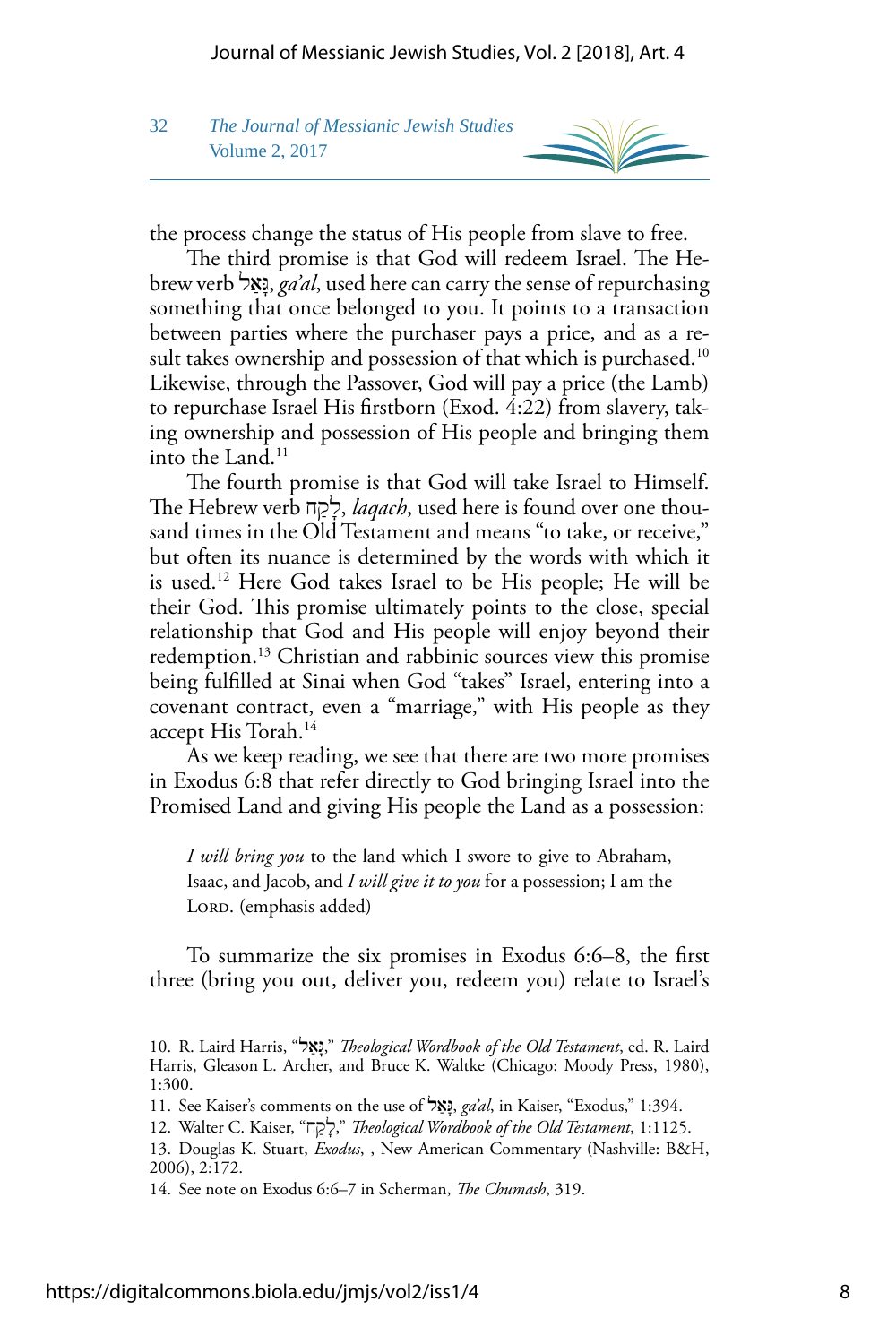the process change the status of His people from slave to free.

The third promise is that God will redeem Israel. The Hebrew verb גָּאַל, *ga'al*, used here can carry the sense of repurchasing something that once belonged to you. It points to a transaction between parties where the purchaser pays a price, and as a result takes ownership and possession of that which is purchased.[10] Likewise, through the Passover, God will pay a price (the Lamb) to repurchase Israel His firstborn (Exod. 4:22) from slavery, taking ownership and possession of His people and bringing them into the Land.[11]

The fourth promise is that God will take Israel to Himself. The Hebrew verb לָקַח, *laqach*, used here is found over one thousand times in the Old Testament and means "to take, or receive," but often its nuance is determined by the words with which it is used.[12] Here God takes Israel to be His people; He will be their God. This promise ultimately points to the close, special relationship that God and His people will enjoy beyond their redemption.[13] Christian and rabbinic sources view this promise being fulfilled at Sinai when God "takes" Israel, entering into a covenant contract, even a "marriage," with His people as they accept His Torah.[14]

As we keep reading, we see that there are two more promises in Exodus 6:8 that refer directly to God bringing Israel into the Promised Land and giving His people the Land as a possession:

> *I will bring you* to the land which I swore to give to Abraham, Isaac, and Jacob, and *I will give it to you* for a possession; I am the Lord. (emphasis added)

To summarize the six promises in Exodus 6:6–8, the first three (bring you out, deliver you, redeem you) relate to Israel's

---

10. R. Laird Harris, "גָּאַל," *Theological Wordbook of the Old Testament*, ed. R. Laird Harris, Gleason L. Archer, and Bruce K. Waltke (Chicago: Moody Press, 1980), 1:300.

11. See Kaiser's comments on the use of גָּאַל, *ga'al*, in Kaiser, "Exodus," 1:394.

12. Walter C. Kaiser, "לָקַח," *Theological Wordbook of the Old Testament*, 1:1125.

13. Douglas K. Stuart, *Exodus*, , New American Commentary (Nashville: B&H, 2006), 2:172.

14. See note on Exodus 6:6–7 in Scherman, *The Chumash*, 319.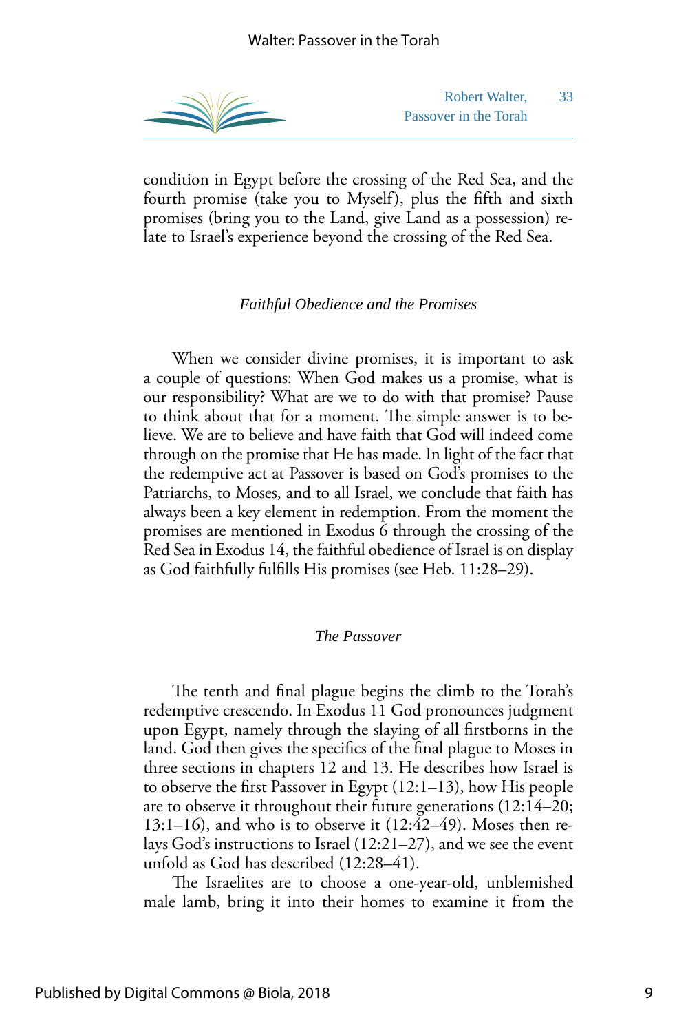condition in Egypt before the crossing of the Red Sea, and the fourth promise (take you to Myself), plus the fifth and sixth promises (bring you to the Land, give Land as a possession) relate to Israel's experience beyond the crossing of the Red Sea.

### *Faithful Obedience and the Promises*

When we consider divine promises, it is important to ask a couple of questions: When God makes us a promise, what is our responsibility? What are we to do with that promise? Pause to think about that for a moment. The simple answer is to believe. We are to believe and have faith that God will indeed come through on the promise that He has made. In light of the fact that the redemptive act at Passover is based on God's promises to the Patriarchs, to Moses, and to all Israel, we conclude that faith has always been a key element in redemption. From the moment the promises are mentioned in Exodus 6 through the crossing of the Red Sea in Exodus 14, the faithful obedience of Israel is on display as God faithfully fulfills His promises (see Heb. 11:28–29).

### *The Passover*

The tenth and final plague begins the climb to the Torah's redemptive crescendo. In Exodus 11 God pronounces judgment upon Egypt, namely through the slaying of all firstborns in the land. God then gives the specifics of the final plague to Moses in three sections in chapters 12 and 13. He describes how Israel is to observe the first Passover in Egypt (12:1–13), how His people are to observe it throughout their future generations (12:14–20; 13:1–16), and who is to observe it (12:42–49). Moses then relays God's instructions to Israel (12:21–27), and we see the event unfold as God has described (12:28–41).

The Israelites are to choose a one-year-old, unblemished male lamb, bring it into their homes to examine it from the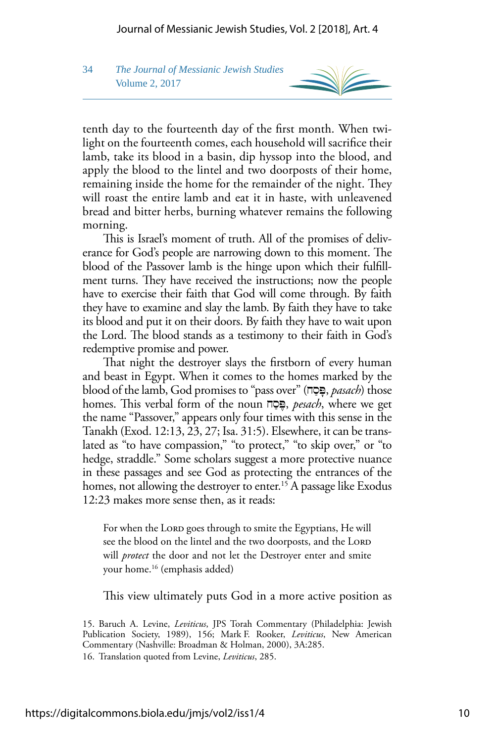tenth day to the fourteenth day of the first month. When twilight on the fourteenth comes, each household will sacrifice their lamb, take its blood in a basin, dip hyssop into the blood, and apply the blood to the lintel and two doorposts of their home, remaining inside the home for the remainder of the night. They will roast the entire lamb and eat it in haste, with unleavened bread and bitter herbs, burning whatever remains the following morning.

This is Israel's moment of truth. All of the promises of deliverance for God's people are narrowing down to this moment. The blood of the Passover lamb is the hinge upon which their fulfillment turns. They have received the instructions; now the people have to exercise their faith that God will come through. By faith they have to examine and slay the lamb. By faith they have to take its blood and put it on their doors. By faith they have to wait upon the Lord. The blood stands as a testimony to their faith in God's redemptive promise and power.

That night the destroyer slays the firstborn of every human and beast in Egypt. When it comes to the homes marked by the blood of the lamb, God promises to "pass over" (פָּסַח, *pasach*) those homes. This verbal form of the noun פֶּסַח, *pesach*, where we get the name "Passover," appears only four times with this sense in the Tanakh (Exod. 12:13, 23, 27; Isa. 31:5). Elsewhere, it can be translated as "to have compassion," "to protect," "to skip over," or "to hedge, straddle." Some scholars suggest a more protective nuance in these passages and see God as protecting the entrances of the homes, not allowing the destroyer to enter.[15] A passage like Exodus 12:23 makes more sense then, as it reads:

> For when the Lord goes through to smite the Egyptians, He will see the blood on the lintel and the two doorposts, and the Lord will *protect* the door and not let the Destroyer enter and smite your home.[16] (emphasis added)

This view ultimately puts God in a more active position as

15. Baruch A. Levine, *Leviticus*, JPS Torah Commentary (Philadelphia: Jewish Publication Society, 1989), 156; Mark F. Rooker, *Leviticus*, New American Commentary (Nashville: Broadman & Holman, 2000), 3A:285.

16. Translation quoted from Levine, *Leviticus*, 285.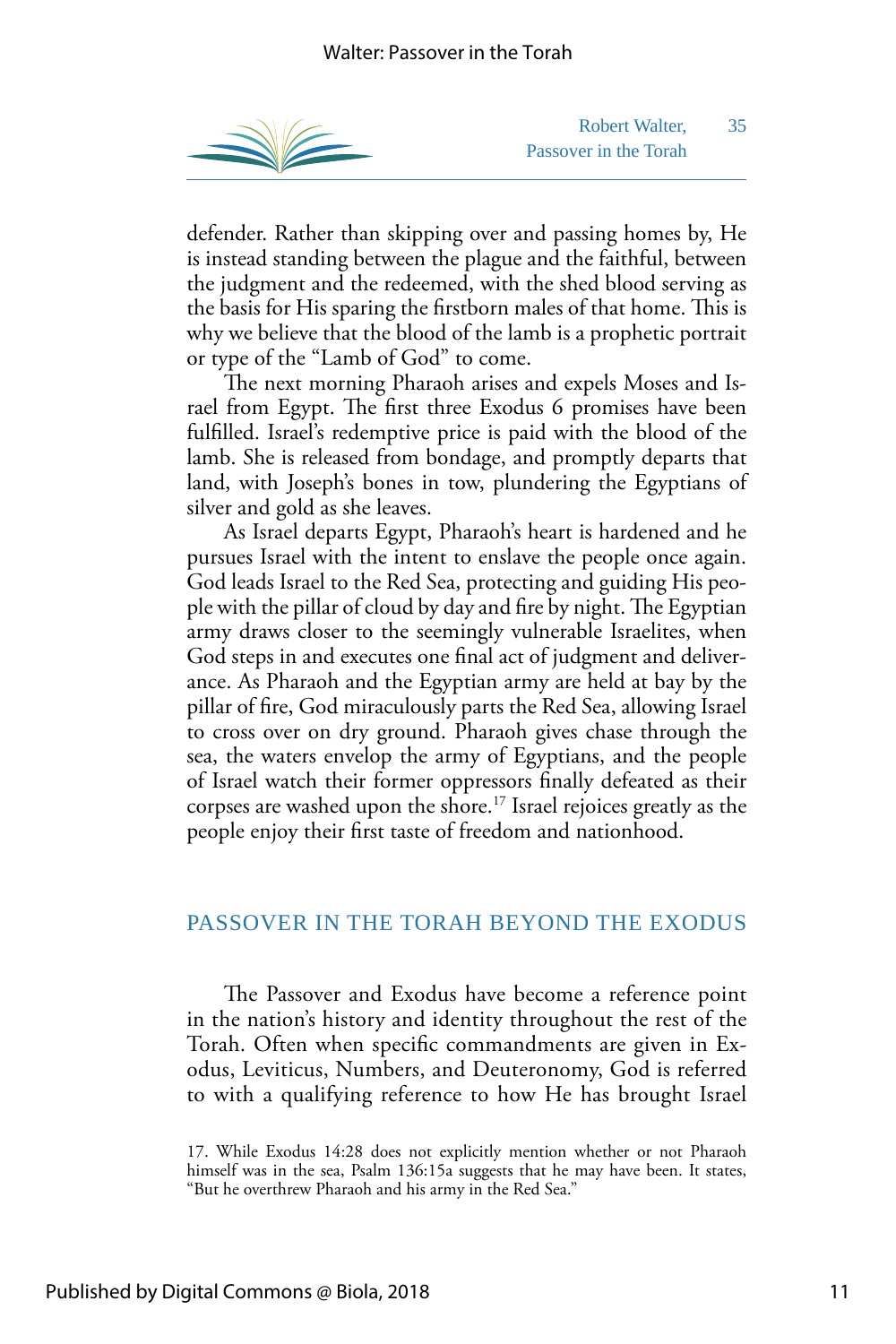defender. Rather than skipping over and passing homes by, He is instead standing between the plague and the faithful, between the judgment and the redeemed, with the shed blood serving as the basis for His sparing the firstborn males of that home. This is why we believe that the blood of the lamb is a prophetic portrait or type of the "Lamb of God" to come.

The next morning Pharaoh arises and expels Moses and Israel from Egypt. The first three Exodus 6 promises have been fulfilled. Israel's redemptive price is paid with the blood of the lamb. She is released from bondage, and promptly departs that land, with Joseph's bones in tow, plundering the Egyptians of silver and gold as she leaves.

As Israel departs Egypt, Pharaoh's heart is hardened and he pursues Israel with the intent to enslave the people once again. God leads Israel to the Red Sea, protecting and guiding His people with the pillar of cloud by day and fire by night. The Egyptian army draws closer to the seemingly vulnerable Israelites, when God steps in and executes one final act of judgment and deliverance. As Pharaoh and the Egyptian army are held at bay by the pillar of fire, God miraculously parts the Red Sea, allowing Israel to cross over on dry ground. Pharaoh gives chase through the sea, the waters envelop the army of Egyptians, and the people of Israel watch their former oppressors finally defeated as their corpses are washed upon the shore.[17] Israel rejoices greatly as the people enjoy their first taste of freedom and nationhood.

## PASSOVER IN THE TORAH BEYOND THE EXODUS

The Passover and Exodus have become a reference point in the nation's history and identity throughout the rest of the Torah. Often when specific commandments are given in Exodus, Leviticus, Numbers, and Deuteronomy, God is referred to with a qualifying reference to how He has brought Israel

17. While Exodus 14:28 does not explicitly mention whether or not Pharaoh himself was in the sea, Psalm 136:15a suggests that he may have been. It states, "But he overthrew Pharaoh and his army in the Red Sea."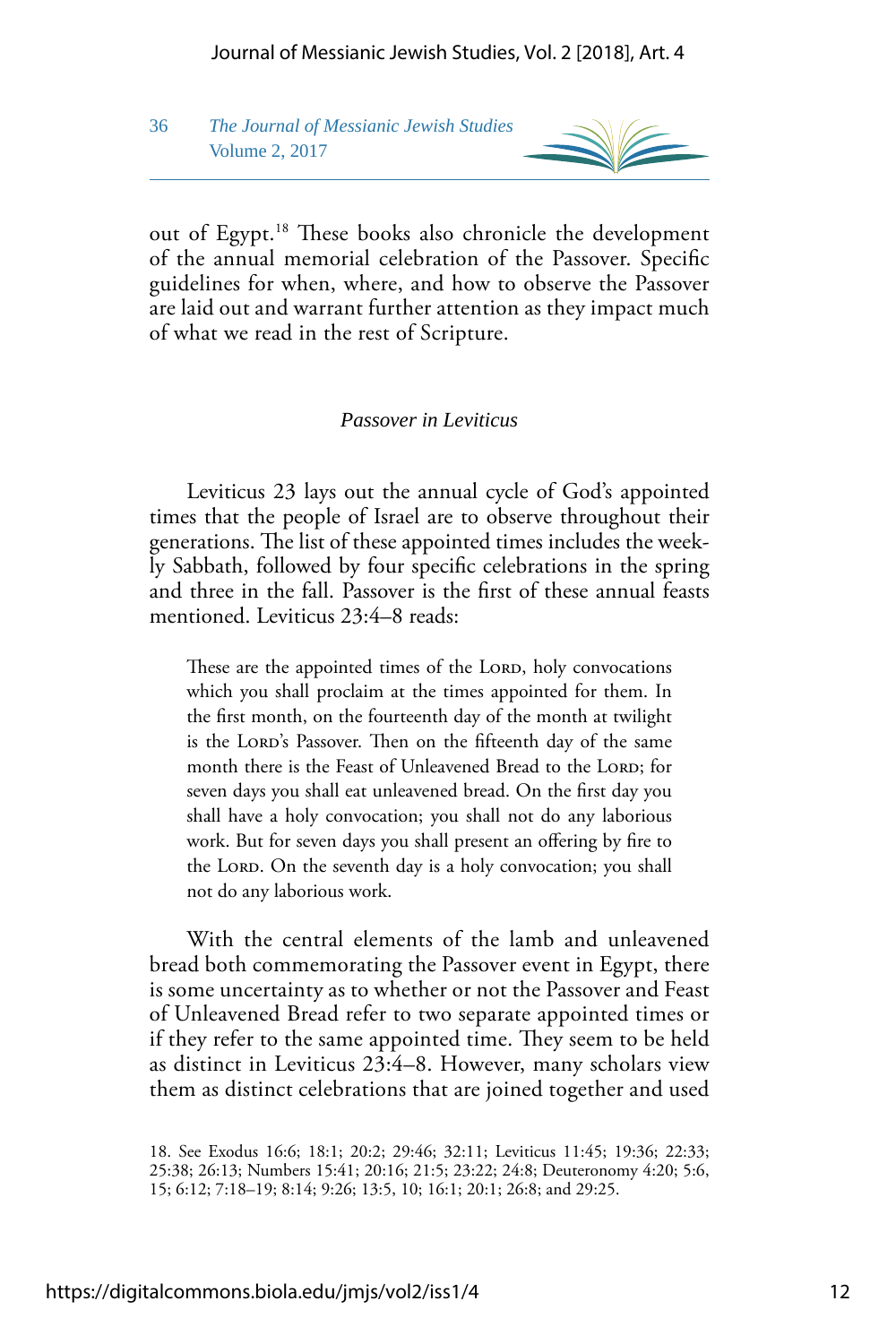out of Egypt.[18] These books also chronicle the development of the annual memorial celebration of the Passover. Specific guidelines for when, where, and how to observe the Passover are laid out and warrant further attention as they impact much of what we read in the rest of Scripture.

### *Passover in Leviticus*

Leviticus 23 lays out the annual cycle of God's appointed times that the people of Israel are to observe throughout their generations. The list of these appointed times includes the weekly Sabbath, followed by four specific celebrations in the spring and three in the fall. Passover is the first of these annual feasts mentioned. Leviticus 23:4–8 reads:

> These are the appointed times of the Lord, holy convocations which you shall proclaim at the times appointed for them. In the first month, on the fourteenth day of the month at twilight is the Lord's Passover. Then on the fifteenth day of the same month there is the Feast of Unleavened Bread to the Lord; for seven days you shall eat unleavened bread. On the first day you shall have a holy convocation; you shall not do any laborious work. But for seven days you shall present an offering by fire to the Lord. On the seventh day is a holy convocation; you shall not do any laborious work.

With the central elements of the lamb and unleavened bread both commemorating the Passover event in Egypt, there is some uncertainty as to whether or not the Passover and Feast of Unleavened Bread refer to two separate appointed times or if they refer to the same appointed time. They seem to be held as distinct in Leviticus 23:4–8. However, many scholars view them as distinct celebrations that are joined together and used

18. See Exodus 16:6; 18:1; 20:2; 29:46; 32:11; Leviticus 11:45; 19:36; 22:33; 25:38; 26:13; Numbers 15:41; 20:16; 21:5; 23:22; 24:8; Deuteronomy 4:20; 5:6, 15; 6:12; 7:18–19; 8:14; 9:26; 13:5, 10; 16:1; 20:1; 26:8; and 29:25.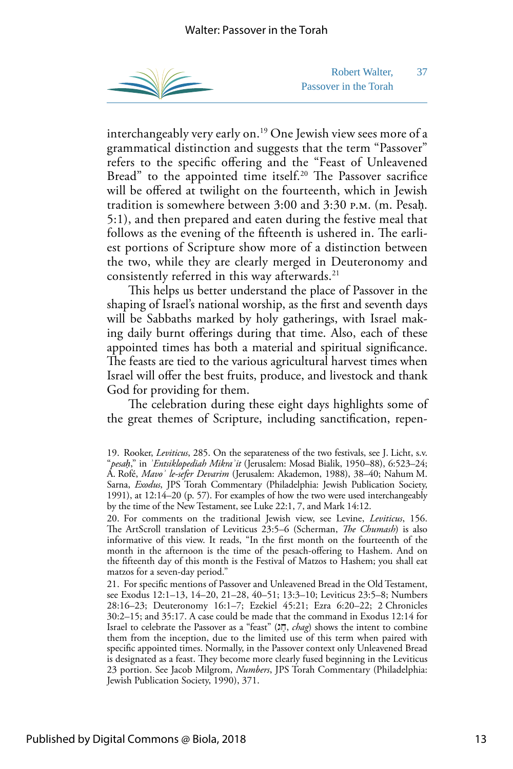interchangeably very early on.[19] One Jewish view sees more of a grammatical distinction and suggests that the term "Passover" refers to the specific offering and the "Feast of Unleavened Bread" to the appointed time itself.[20] The Passover sacrifice will be offered at twilight on the fourteenth, which in Jewish tradition is somewhere between 3:00 and 3:30 P.M. (m. Pesaḥ. 5:1), and then prepared and eaten during the festive meal that follows as the evening of the fifteenth is ushered in. The earliest portions of Scripture show more of a distinction between the two, while they are clearly merged in Deuteronomy and consistently referred in this way afterwards.[21]

This helps us better understand the place of Passover in the shaping of Israel's national worship, as the first and seventh days will be Sabbaths marked by holy gatherings, with Israel making daily burnt offerings during that time. Also, each of these appointed times has both a material and spiritual significance. The feasts are tied to the various agricultural harvest times when Israel will offer the best fruits, produce, and livestock and thank God for providing for them.

The celebration during these eight days highlights some of the great themes of Scripture, including sanctification, repen-

19. Rooker, *Leviticus*, 285. On the separateness of the two festivals, see J. Licht, s.v. "*pesaḥ*," in *ʾEntsiklopediah Mikraʾit* (Jerusalem: Mosad Bialik, 1950–88), 6:523–24; A. Rofé, *Mavoʾ le-sefer Devarim* (Jerusalem: Akademon, 1988), 38–40; Nahum M. Sarna, *Exodus*, JPS Torah Commentary (Philadelphia: Jewish Publication Society, 1991), at 12:14–20 (p. 57). For examples of how the two were used interchangeably by the time of the New Testament, see Luke 22:1, 7, and Mark 14:12.

20. For comments on the traditional Jewish view, see Levine, *Leviticus*, 156. The ArtScroll translation of Leviticus 23:5–6 (Scherman, *The Chumash*) is also informative of this view. It reads, "In the first month on the fourteenth of the month in the afternoon is the time of the pesach-offering to Hashem. And on the fifteenth day of this month is the Festival of Matzos to Hashem; you shall eat matzos for a seven-day period."

21. For specific mentions of Passover and Unleavened Bread in the Old Testament, see Exodus 12:1–13, 14–20, 21–28, 40–51; 13:3–10; Leviticus 23:5–8; Numbers 28:16–23; Deuteronomy 16:1–7; Ezekiel 45:21; Ezra 6:20–22; 2 Chronicles 30:2–15; and 35:17. A case could be made that the command in Exodus 12:14 for Israel to celebrate the Passover as a "feast" (חַג, *chag*) shows the intent to combine them from the inception, due to the limited use of this term when paired with specific appointed times. Normally, in the Passover context only Unleavened Bread is designated as a feast. They become more clearly fused beginning in the Leviticus 23 portion. See Jacob Milgrom, *Numbers*, JPS Torah Commentary (Philadelphia: Jewish Publication Society, 1990), 371.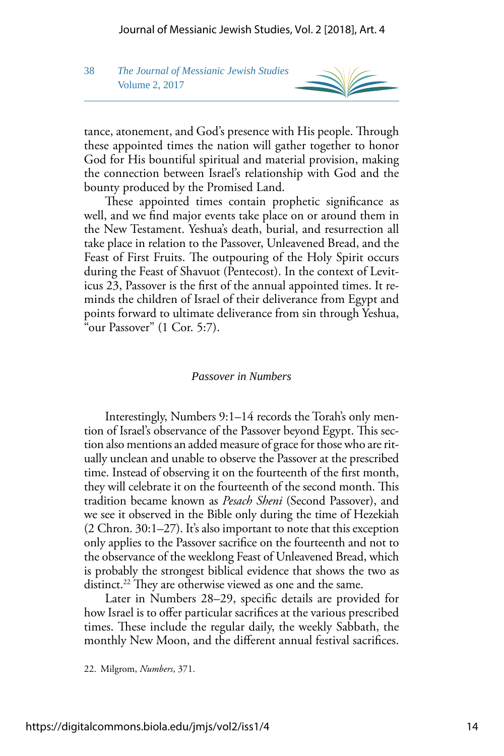tance, atonement, and God's presence with His people. Through these appointed times the nation will gather together to honor God for His bountiful spiritual and material provision, making the connection between Israel's relationship with God and the bounty produced by the Promised Land.

These appointed times contain prophetic significance as well, and we find major events take place on or around them in the New Testament. Yeshua's death, burial, and resurrection all take place in relation to the Passover, Unleavened Bread, and the Feast of First Fruits. The outpouring of the Holy Spirit occurs during the Feast of Shavuot (Pentecost). In the context of Leviticus 23, Passover is the first of the annual appointed times. It reminds the children of Israel of their deliverance from Egypt and points forward to ultimate deliverance from sin through Yeshua, "our Passover" (1 Cor. 5:7).

### *Passover in Numbers*

Interestingly, Numbers 9:1–14 records the Torah's only mention of Israel's observance of the Passover beyond Egypt. This section also mentions an added measure of grace for those who are ritually unclean and unable to observe the Passover at the prescribed time. Instead of observing it on the fourteenth of the first month, they will celebrate it on the fourteenth of the second month. This tradition became known as *Pesach Sheni* (Second Passover), and we see it observed in the Bible only during the time of Hezekiah (2 Chron. 30:1–27). It's also important to note that this exception only applies to the Passover sacrifice on the fourteenth and not to the observance of the weeklong Feast of Unleavened Bread, which is probably the strongest biblical evidence that shows the two as distinct.[22] They are otherwise viewed as one and the same.

Later in Numbers 28–29, specific details are provided for how Israel is to offer particular sacrifices at the various prescribed times. These include the regular daily, the weekly Sabbath, the monthly New Moon, and the different annual festival sacrifices.

22. Milgrom, *Numbers*, 371.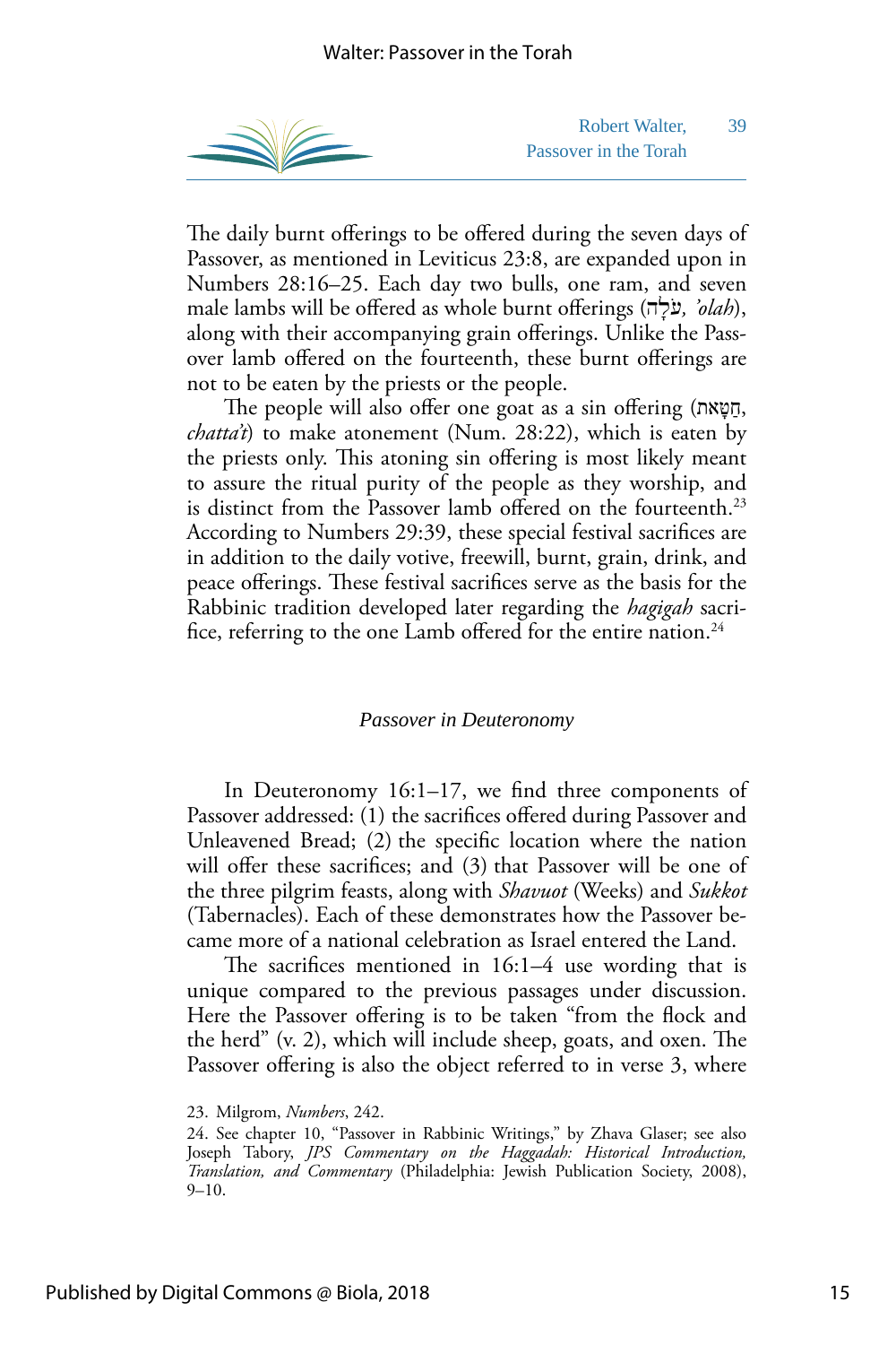The daily burnt offerings to be offered during the seven days of Passover, as mentioned in Leviticus 23:8, are expanded upon in Numbers 28:16–25. Each day two bulls, one ram, and seven male lambs will be offered as whole burnt offerings (עֹלָה*, 'olah*), along with their accompanying grain offerings. Unlike the Passover lamb offered on the fourteenth, these burnt offerings are not to be eaten by the priests or the people.

The people will also offer one goat as a sin offering (חַטָּאת, *chatta't*) to make atonement (Num. 28:22), which is eaten by the priests only. This atoning sin offering is most likely meant to assure the ritual purity of the people as they worship, and is distinct from the Passover lamb offered on the fourteenth.[23] According to Numbers 29:39, these special festival sacrifices are in addition to the daily votive, freewill, burnt, grain, drink, and peace offerings. These festival sacrifices serve as the basis for the Rabbinic tradition developed later regarding the *hagigah* sacrifice, referring to the one Lamb offered for the entire nation.[24]

### *Passover in Deuteronomy*

In Deuteronomy 16:1–17, we find three components of Passover addressed: (1) the sacrifices offered during Passover and Unleavened Bread; (2) the specific location where the nation will offer these sacrifices; and (3) that Passover will be one of the three pilgrim feasts, along with *Shavuot* (Weeks) and *Sukkot* (Tabernacles). Each of these demonstrates how the Passover became more of a national celebration as Israel entered the Land.

The sacrifices mentioned in 16:1–4 use wording that is unique compared to the previous passages under discussion. Here the Passover offering is to be taken "from the flock and the herd" (v. 2), which will include sheep, goats, and oxen. The Passover offering is also the object referred to in verse 3, where

23. Milgrom, *Numbers*, 242.

24. See chapter 10, "Passover in Rabbinic Writings," by Zhava Glaser; see also Joseph Tabory, *JPS Commentary on the Haggadah: Historical Introduction, Translation, and Commentary* (Philadelphia: Jewish Publication Society, 2008), 9–10.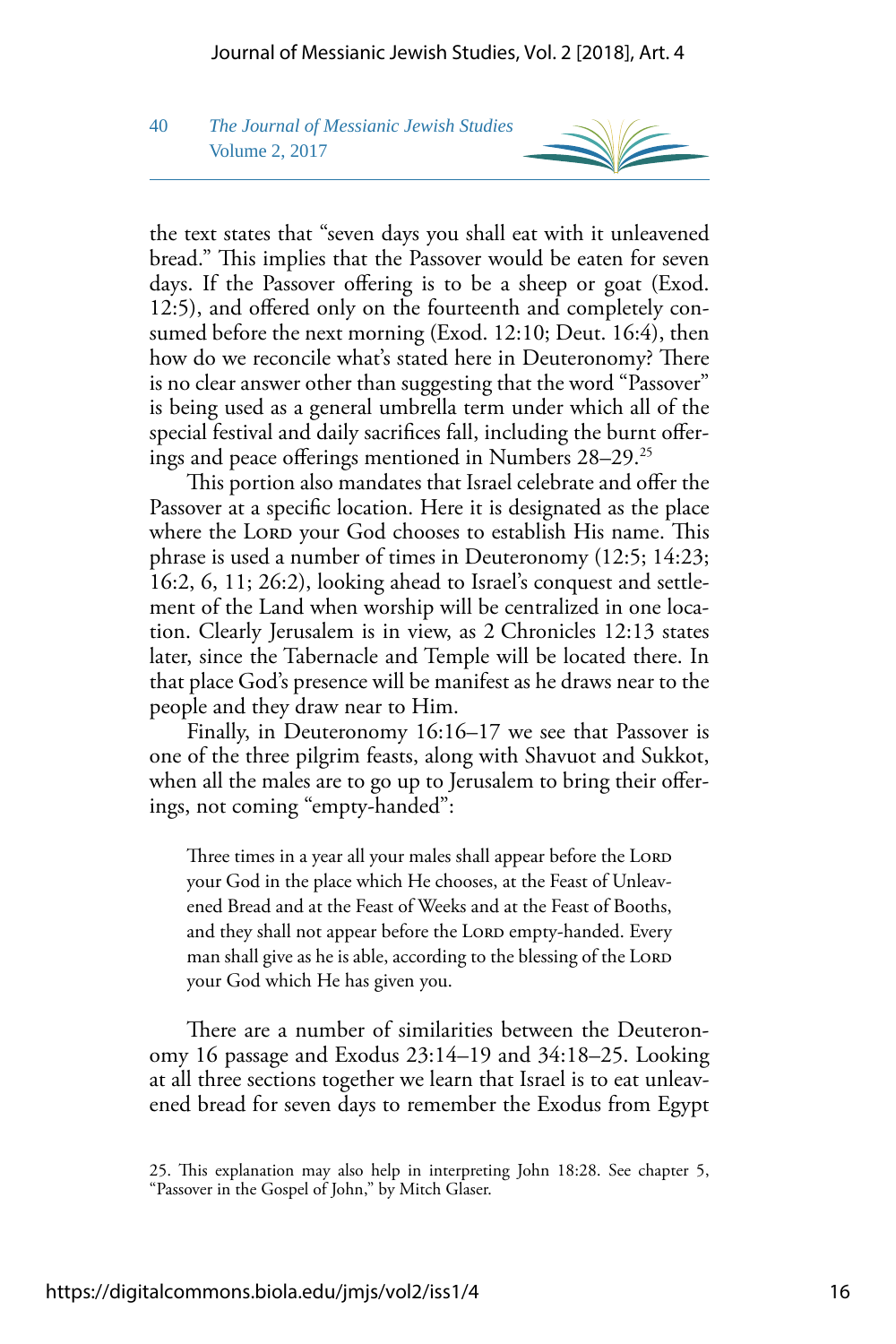the text states that "seven days you shall eat with it unleavened bread." This implies that the Passover would be eaten for seven days. If the Passover offering is to be a sheep or goat (Exod. 12:5), and offered only on the fourteenth and completely consumed before the next morning (Exod. 12:10; Deut. 16:4), then how do we reconcile what's stated here in Deuteronomy? There is no clear answer other than suggesting that the word "Passover" is being used as a general umbrella term under which all of the special festival and daily sacrifices fall, including the burnt offerings and peace offerings mentioned in Numbers 28–29.[25]

This portion also mandates that Israel celebrate and offer the Passover at a specific location. Here it is designated as the place where the Lord your God chooses to establish His name. This phrase is used a number of times in Deuteronomy (12:5; 14:23; 16:2, 6, 11; 26:2), looking ahead to Israel's conquest and settlement of the Land when worship will be centralized in one location. Clearly Jerusalem is in view, as 2 Chronicles 12:13 states later, since the Tabernacle and Temple will be located there. In that place God's presence will be manifest as he draws near to the people and they draw near to Him.

Finally, in Deuteronomy 16:16–17 we see that Passover is one of the three pilgrim feasts, along with Shavuot and Sukkot, when all the males are to go up to Jerusalem to bring their offerings, not coming "empty-handed":

> Three times in a year all your males shall appear before the Lord your God in the place which He chooses, at the Feast of Unleavened Bread and at the Feast of Weeks and at the Feast of Booths, and they shall not appear before the Lord empty-handed. Every man shall give as he is able, according to the blessing of the Lord your God which He has given you.

There are a number of similarities between the Deuteronomy 16 passage and Exodus 23:14–19 and 34:18–25. Looking at all three sections together we learn that Israel is to eat unleavened bread for seven days to remember the Exodus from Egypt

25. This explanation may also help in interpreting John 18:28. See chapter 5, "Passover in the Gospel of John," by Mitch Glaser.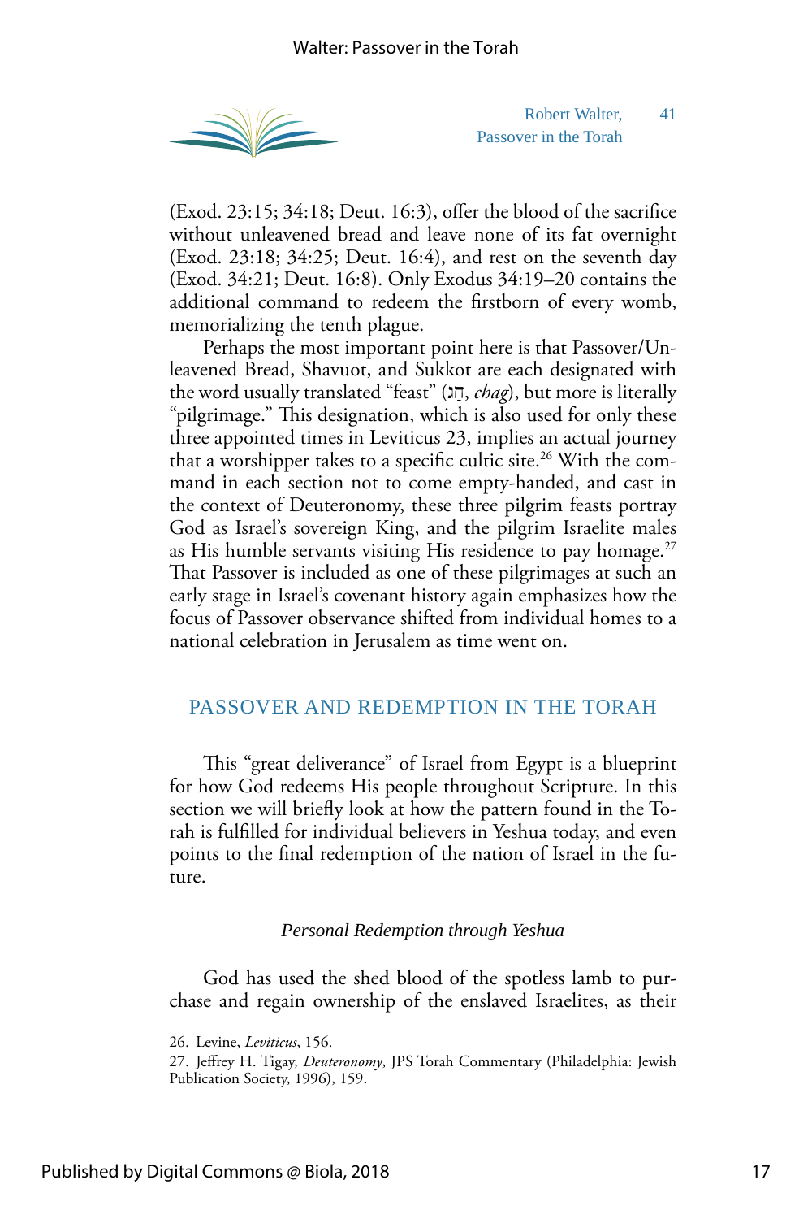(Exod. 23:15; 34:18; Deut. 16:3), offer the blood of the sacrifice without unleavened bread and leave none of its fat overnight (Exod. 23:18; 34:25; Deut. 16:4), and rest on the seventh day (Exod. 34:21; Deut. 16:8). Only Exodus 34:19–20 contains the additional command to redeem the firstborn of every womb, memorializing the tenth plague.

Perhaps the most important point here is that Passover/Unleavened Bread, Shavuot, and Sukkot are each designated with the word usually translated "feast" (חַג, *chag*), but more is literally "pilgrimage." This designation, which is also used for only these three appointed times in Leviticus 23, implies an actual journey that a worshipper takes to a specific cultic site.[26] With the command in each section not to come empty-handed, and cast in the context of Deuteronomy, these three pilgrim feasts portray God as Israel's sovereign King, and the pilgrim Israelite males as His humble servants visiting His residence to pay homage.[27] That Passover is included as one of these pilgrimages at such an early stage in Israel's covenant history again emphasizes how the focus of Passover observance shifted from individual homes to a national celebration in Jerusalem as time went on.

## PASSOVER AND REDEMPTION IN THE TORAH

This "great deliverance" of Israel from Egypt is a blueprint for how God redeems His people throughout Scripture. In this section we will briefly look at how the pattern found in the Torah is fulfilled for individual believers in Yeshua today, and even points to the final redemption of the nation of Israel in the future.

### *Personal Redemption through Yeshua*

God has used the shed blood of the spotless lamb to purchase and regain ownership of the enslaved Israelites, as their

26. Levine, *Leviticus*, 156.

27. Jeffrey H. Tigay, *Deuteronomy*, JPS Torah Commentary (Philadelphia: Jewish Publication Society, 1996), 159.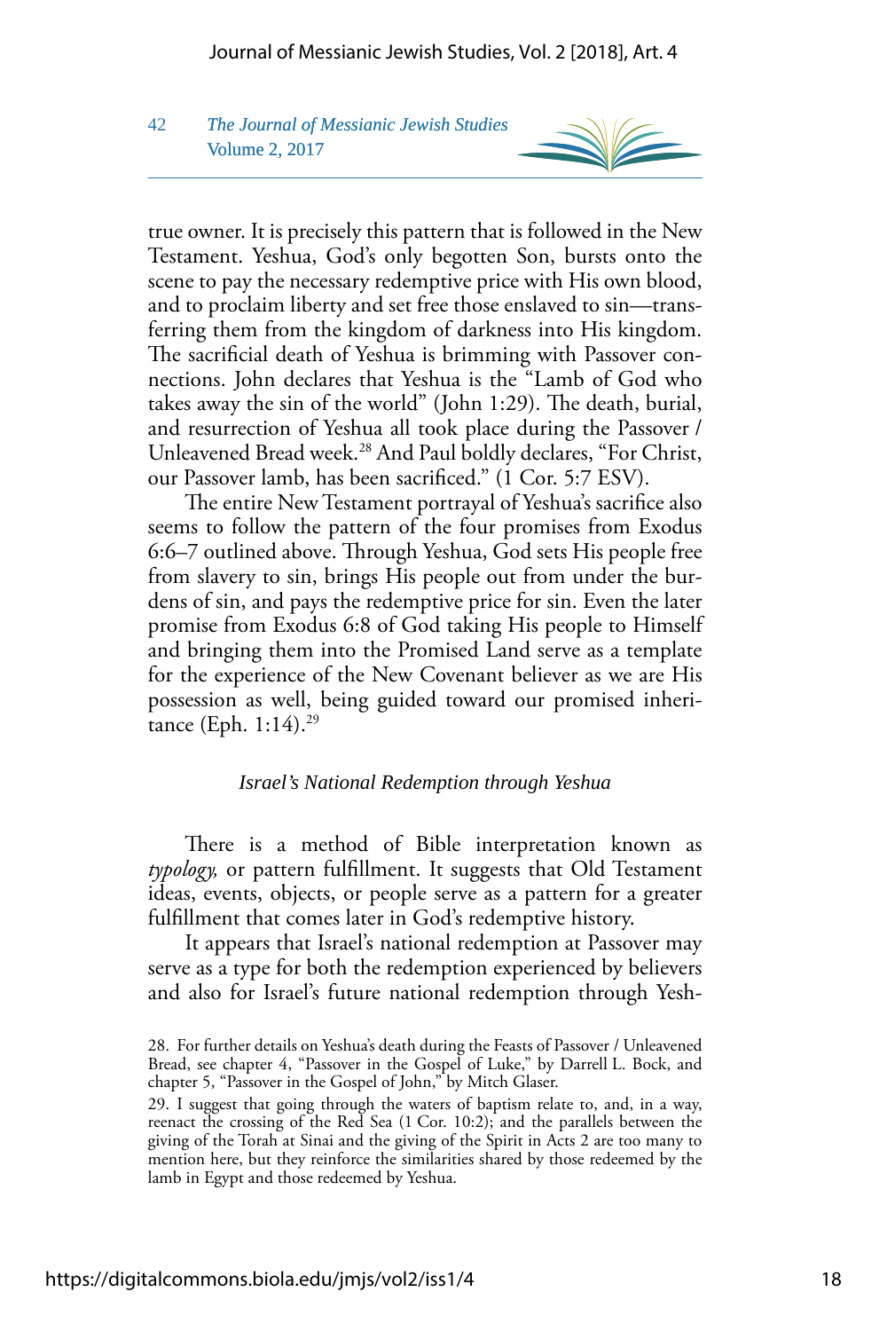true owner. It is precisely this pattern that is followed in the New Testament. Yeshua, God's only begotten Son, bursts onto the scene to pay the necessary redemptive price with His own blood, and to proclaim liberty and set free those enslaved to sin—transferring them from the kingdom of darkness into His kingdom. The sacrificial death of Yeshua is brimming with Passover connections. John declares that Yeshua is the "Lamb of God who takes away the sin of the world" (John 1:29). The death, burial, and resurrection of Yeshua all took place during the Passover / Unleavened Bread week.[28] And Paul boldly declares, "For Christ, our Passover lamb, has been sacrificed." (1 Cor. 5:7 ESV).

The entire New Testament portrayal of Yeshua's sacrifice also seems to follow the pattern of the four promises from Exodus 6:6–7 outlined above. Through Yeshua, God sets His people free from slavery to sin, brings His people out from under the burdens of sin, and pays the redemptive price for sin. Even the later promise from Exodus 6:8 of God taking His people to Himself and bringing them into the Promised Land serve as a template for the experience of the New Covenant believer as we are His possession as well, being guided toward our promised inheritance (Eph. 1:14).[29]

### *Israel's National Redemption through Yeshua*

There is a method of Bible interpretation known as *typology,* or pattern fulfillment. It suggests that Old Testament ideas, events, objects, or people serve as a pattern for a greater fulfillment that comes later in God's redemptive history.

It appears that Israel's national redemption at Passover may serve as a type for both the redemption experienced by believers and also for Israel's future national redemption through Yesh-

---

28. For further details on Yeshua's death during the Feasts of Passover / Unleavened Bread, see chapter 4, "Passover in the Gospel of Luke," by Darrell L. Bock, and chapter 5, "Passover in the Gospel of John," by Mitch Glaser.

29. I suggest that going through the waters of baptism relate to, and, in a way, reenact the crossing of the Red Sea (1 Cor. 10:2); and the parallels between the giving of the Torah at Sinai and the giving of the Spirit in Acts 2 are too many to mention here, but they reinforce the similarities shared by those redeemed by the lamb in Egypt and those redeemed by Yeshua.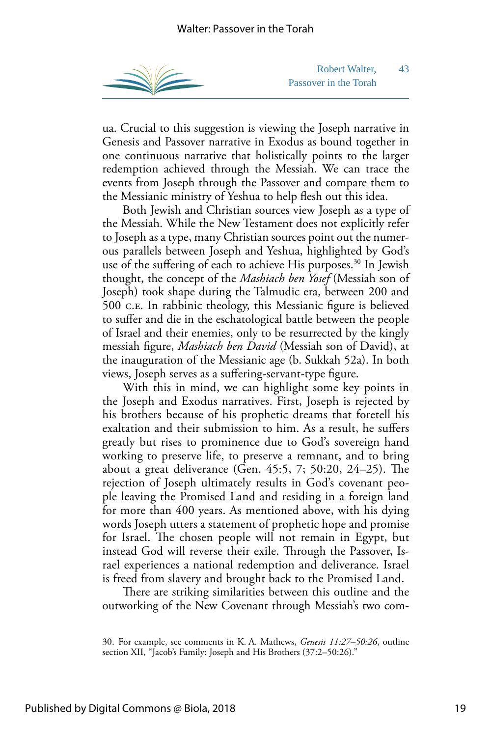ua. Crucial to this suggestion is viewing the Joseph narrative in Genesis and Passover narrative in Exodus as bound together in one continuous narrative that holistically points to the larger redemption achieved through the Messiah. We can trace the events from Joseph through the Passover and compare them to the Messianic ministry of Yeshua to help flesh out this idea.

Both Jewish and Christian sources view Joseph as a type of the Messiah. While the New Testament does not explicitly refer to Joseph as a type, many Christian sources point out the numerous parallels between Joseph and Yeshua, highlighted by God's use of the suffering of each to achieve His purposes.[30] In Jewish thought, the concept of the *Mashiach ben Yosef* (Messiah son of Joseph) took shape during the Talmudic era, between 200 and 500 C.E. In rabbinic theology, this Messianic figure is believed to suffer and die in the eschatological battle between the people of Israel and their enemies, only to be resurrected by the kingly messiah figure, *Mashiach ben David* (Messiah son of David), at the inauguration of the Messianic age (b. Sukkah 52a). In both views, Joseph serves as a suffering-servant-type figure.

With this in mind, we can highlight some key points in the Joseph and Exodus narratives. First, Joseph is rejected by his brothers because of his prophetic dreams that foretell his exaltation and their submission to him. As a result, he suffers greatly but rises to prominence due to God's sovereign hand working to preserve life, to preserve a remnant, and to bring about a great deliverance (Gen. 45:5, 7; 50:20, 24–25). The rejection of Joseph ultimately results in God's covenant people leaving the Promised Land and residing in a foreign land for more than 400 years. As mentioned above, with his dying words Joseph utters a statement of prophetic hope and promise for Israel. The chosen people will not remain in Egypt, but instead God will reverse their exile. Through the Passover, Israel experiences a national redemption and deliverance. Israel is freed from slavery and brought back to the Promised Land.

There are striking similarities between this outline and the outworking of the New Covenant through Messiah's two com-

30. For example, see comments in K. A. Mathews, *Genesis 11:27–50:26*, outline section XII, "Jacob's Family: Joseph and His Brothers (37:2–50:26)."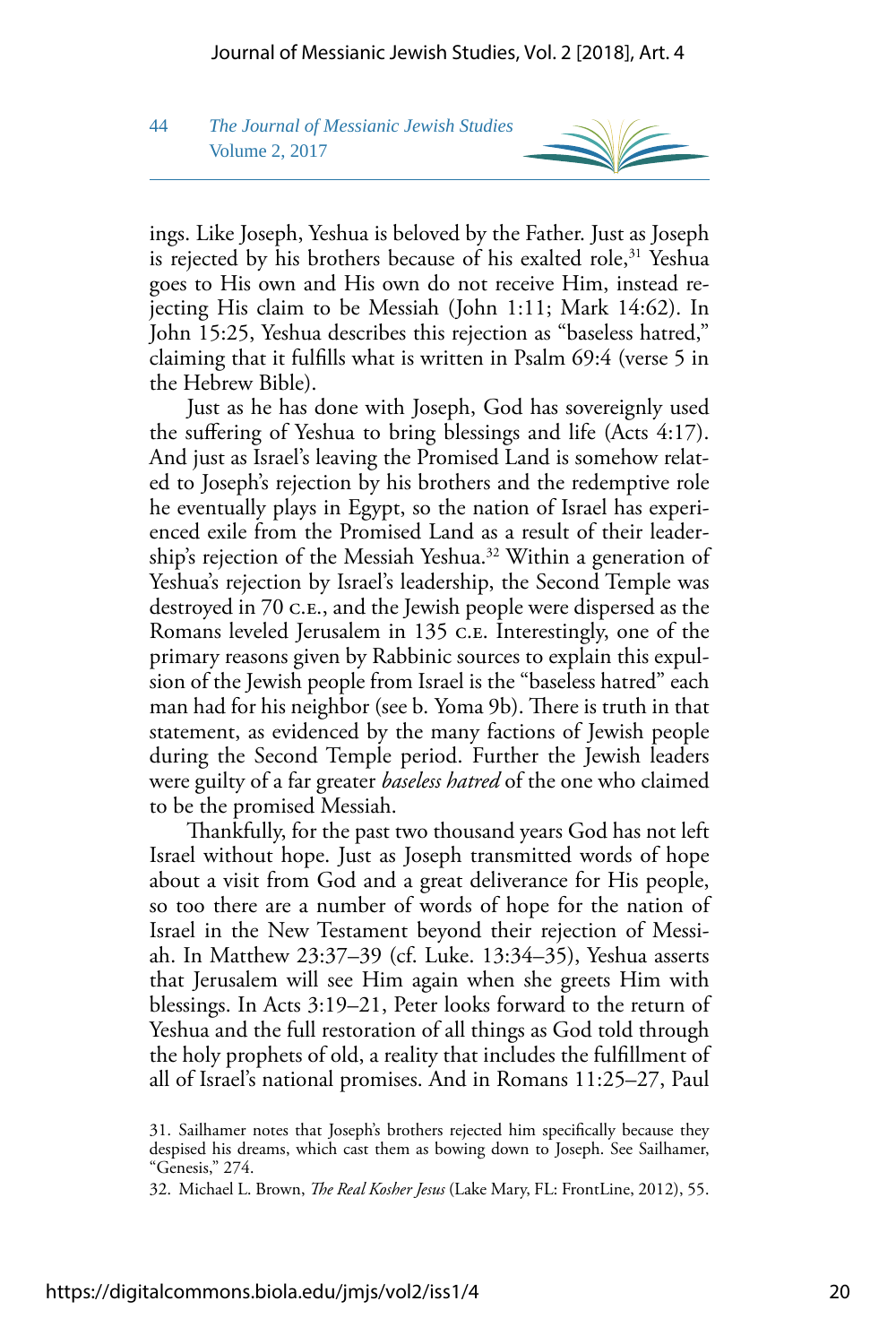ings. Like Joseph, Yeshua is beloved by the Father. Just as Joseph is rejected by his brothers because of his exalted role,[31] Yeshua goes to His own and His own do not receive Him, instead rejecting His claim to be Messiah (John 1:11; Mark 14:62). In John 15:25, Yeshua describes this rejection as "baseless hatred," claiming that it fulfills what is written in Psalm 69:4 (verse 5 in the Hebrew Bible).

Just as he has done with Joseph, God has sovereignly used the suffering of Yeshua to bring blessings and life (Acts 4:17). And just as Israel's leaving the Promised Land is somehow related to Joseph's rejection by his brothers and the redemptive role he eventually plays in Egypt, so the nation of Israel has experienced exile from the Promised Land as a result of their leadership's rejection of the Messiah Yeshua.[32] Within a generation of Yeshua's rejection by Israel's leadership, the Second Temple was destroyed in 70 C.E., and the Jewish people were dispersed as the Romans leveled Jerusalem in 135 C.E. Interestingly, one of the primary reasons given by Rabbinic sources to explain this expulsion of the Jewish people from Israel is the "baseless hatred" each man had for his neighbor (see b. Yoma 9b). There is truth in that statement, as evidenced by the many factions of Jewish people during the Second Temple period. Further the Jewish leaders were guilty of a far greater *baseless hatred* of the one who claimed to be the promised Messiah.

Thankfully, for the past two thousand years God has not left Israel without hope. Just as Joseph transmitted words of hope about a visit from God and a great deliverance for His people, so too there are a number of words of hope for the nation of Israel in the New Testament beyond their rejection of Messiah. In Matthew 23:37–39 (cf. Luke. 13:34–35), Yeshua asserts that Jerusalem will see Him again when she greets Him with blessings. In Acts 3:19–21, Peter looks forward to the return of Yeshua and the full restoration of all things as God told through the holy prophets of old, a reality that includes the fulfillment of all of Israel's national promises. And in Romans 11:25–27, Paul

31. Sailhamer notes that Joseph's brothers rejected him specifically because they despised his dreams, which cast them as bowing down to Joseph. See Sailhamer, "Genesis," 274.

32. Michael L. Brown, *The Real Kosher Jesus* (Lake Mary, FL: FrontLine, 2012), 55.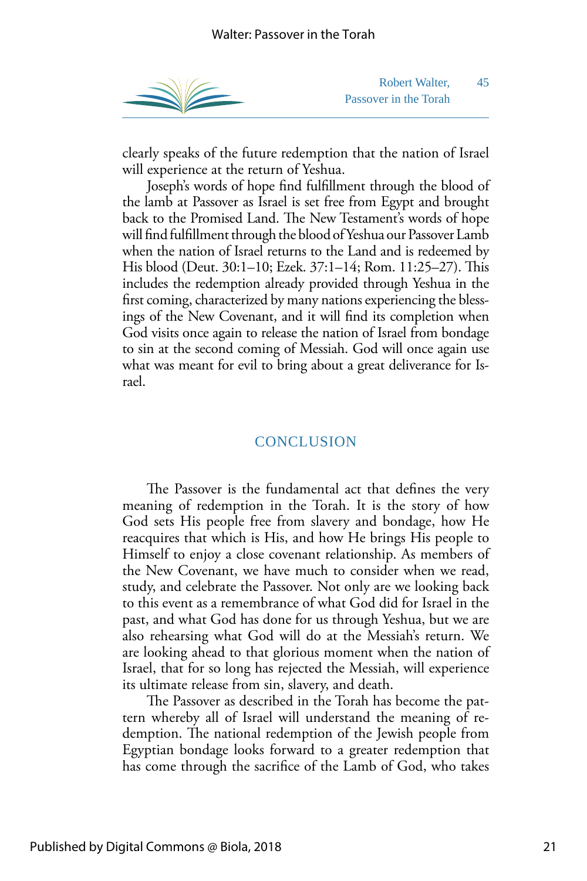clearly speaks of the future redemption that the nation of Israel will experience at the return of Yeshua.

Joseph's words of hope find fulfillment through the blood of the lamb at Passover as Israel is set free from Egypt and brought back to the Promised Land. The New Testament's words of hope will find fulfillment through the blood of Yeshua our Passover Lamb when the nation of Israel returns to the Land and is redeemed by His blood (Deut. 30:1–10; Ezek. 37:1–14; Rom. 11:25–27). This includes the redemption already provided through Yeshua in the first coming, characterized by many nations experiencing the blessings of the New Covenant, and it will find its completion when God visits once again to release the nation of Israel from bondage to sin at the second coming of Messiah. God will once again use what was meant for evil to bring about a great deliverance for Israel.

## CONCLUSION

The Passover is the fundamental act that defines the very meaning of redemption in the Torah. It is the story of how God sets His people free from slavery and bondage, how He reacquires that which is His, and how He brings His people to Himself to enjoy a close covenant relationship. As members of the New Covenant, we have much to consider when we read, study, and celebrate the Passover. Not only are we looking back to this event as a remembrance of what God did for Israel in the past, and what God has done for us through Yeshua, but we are also rehearsing what God will do at the Messiah's return. We are looking ahead to that glorious moment when the nation of Israel, that for so long has rejected the Messiah, will experience its ultimate release from sin, slavery, and death.

The Passover as described in the Torah has become the pattern whereby all of Israel will understand the meaning of redemption. The national redemption of the Jewish people from Egyptian bondage looks forward to a greater redemption that has come through the sacrifice of the Lamb of God, who takes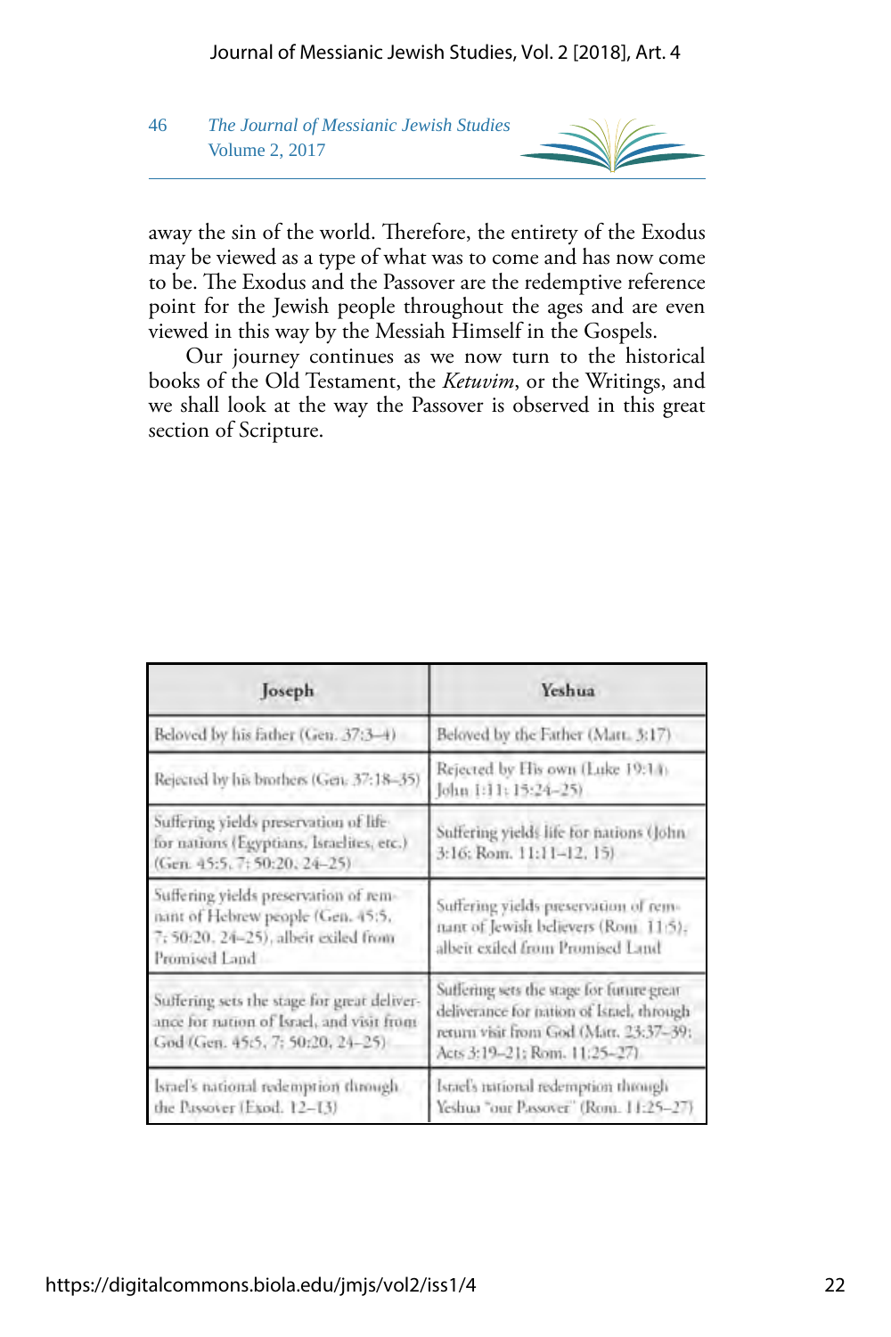away the sin of the world. Therefore, the entirety of the Exodus may be viewed as a type of what was to come and has now come to be. The Exodus and the Passover are the redemptive reference point for the Jewish people throughout the ages and are even viewed in this way by the Messiah Himself in the Gospels.

Our journey continues as we now turn to the historical books of the Old Testament, the *Ketuvim*, or the Writings, and we shall look at the way the Passover is observed in this great section of Scripture.

| Joseph | Yeshua |
| --- | --- |
| Beloved by his father (Gen. 37:3–4) | Beloved by the Father (Matt. 3:17) |
| Rejected by his brothers (Gen. 37:18–35) | Rejected by His own (Luke 19:14; John 1:11; 15:24–25) |
| Suffering yields preservation of life for nations (Egyptians, Israelites, etc.) (Gen. 45:5, 7; 50:20, 24–25) | Suffering yields life for nations (John 3:16; Rom. 11:11–12, 15) |
| Suffering yields preservation of remnant of Hebrew people (Gen. 45:5, 7; 50:20, 24–25), albeit exiled from Promised Land | Suffering yields preservation of remnant of Jewish believers (Rom. 11:5), albeit exiled from Promised Land |
| Suffering sets the stage for great deliverance for nation of Israel, and visit from God (Gen. 45:5, 7; 50:20, 24–25) | Suffering sets the stage for future great deliverance for nation of Israel, through return visit from God (Matt. 23:37–39; Acts 3:19–21; Rom. 11:25–27) |
| Israel's national redemption through the Passover (Exod. 12–13) | Israel's national redemption through Yeshua "our Passover" (Rom. 11:25–27) |